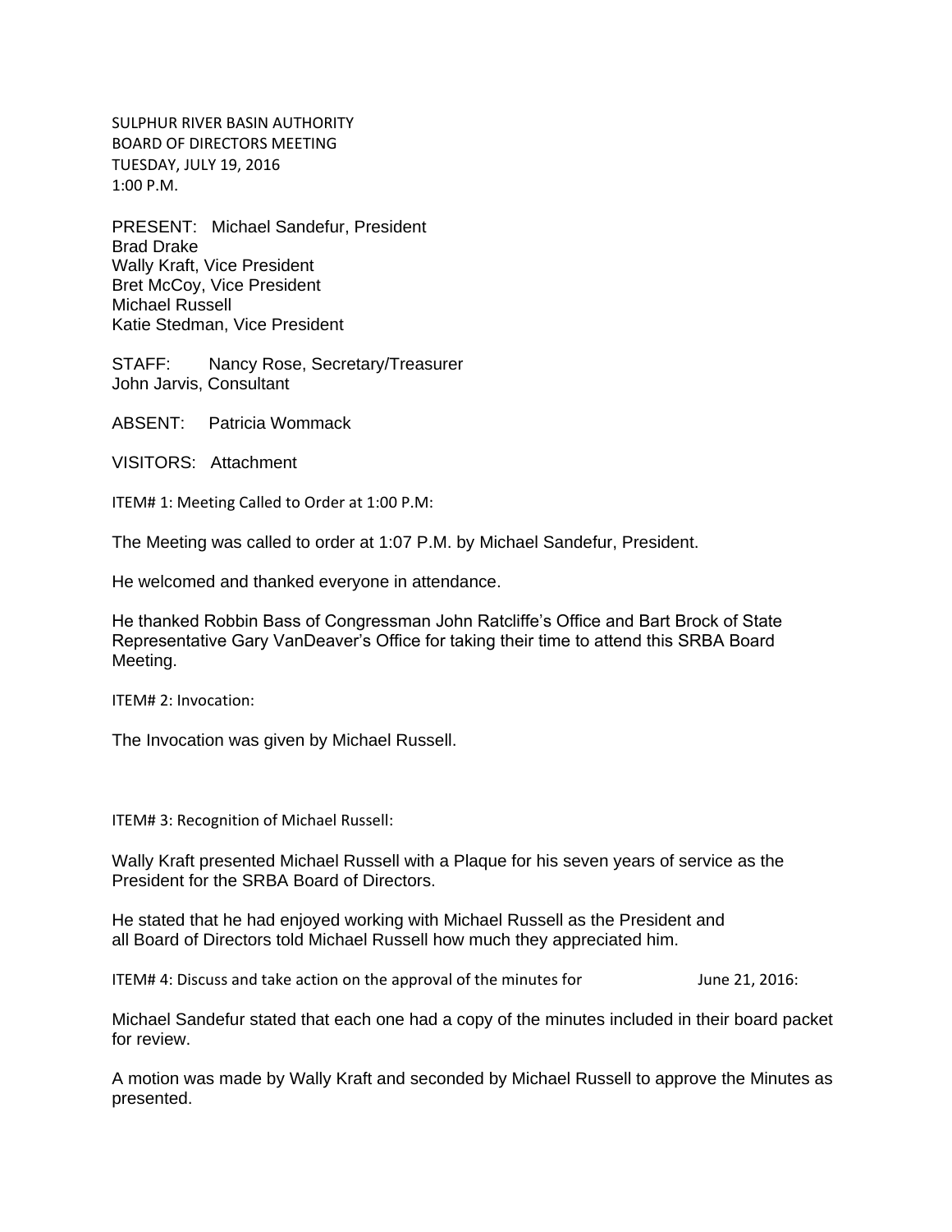SULPHUR RIVER BASIN AUTHORITY
BOARD OF DIRECTORS MEETING
TUESDAY, JULY 19, 2016
1:00 P.M.

PRESENT: Michael Sandefur, President
Brad Drake
Wally Kraft, Vice President
Bret McCoy, Vice President
Michael Russell
Katie Stedman, Vice President

STAFF: Nancy Rose, Secretary/Treasurer
John Jarvis, Consultant

ABSENT: Patricia Wommack

VISITORS: Attachment

ITEM# 1: Meeting Called to Order at 1:00 P.M:

The Meeting was called to order at 1:07 P.M. by Michael Sandefur, President.

He welcomed and thanked everyone in attendance.

He thanked Robbin Bass of Congressman John Ratcliffe's Office and Bart Brock of State Representative Gary VanDeaver's Office for taking their time to attend this SRBA Board Meeting.

ITEM# 2: Invocation:

The Invocation was given by Michael Russell.

ITEM# 3: Recognition of Michael Russell:

Wally Kraft presented Michael Russell with a Plaque for his seven years of service as the President for the SRBA Board of Directors.

He stated that he had enjoyed working with Michael Russell as the President and all Board of Directors told Michael Russell how much they appreciated him.

ITEM# 4: Discuss and take action on the approval of the minutes for June 21, 2016:

Michael Sandefur stated that each one had a copy of the minutes included in their board packet for review.

A motion was made by Wally Kraft and seconded by Michael Russell to approve the Minutes as presented.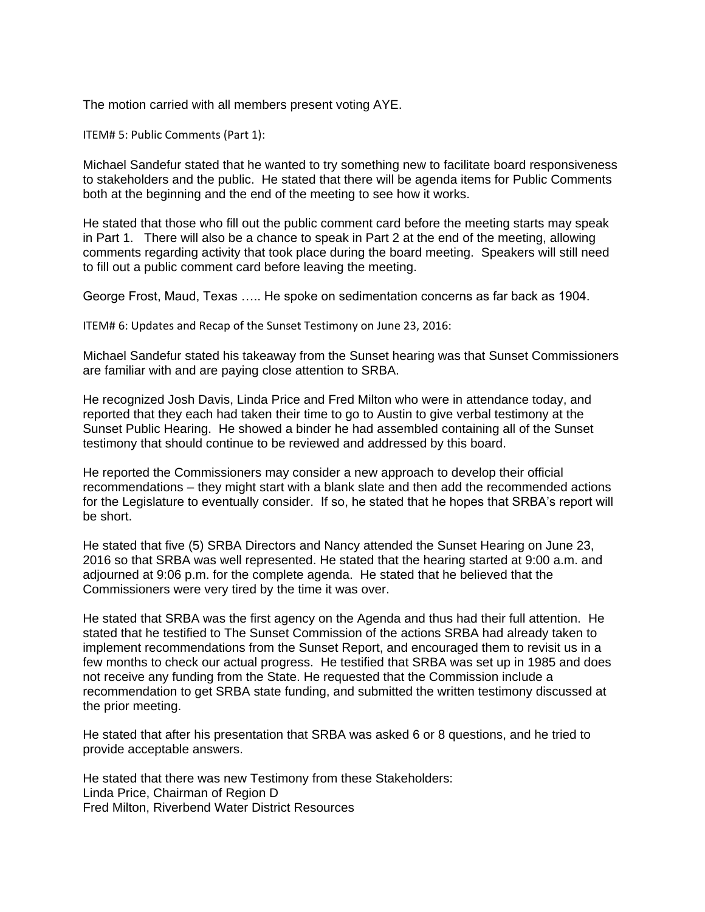The motion carried with all members present voting AYE.

ITEM# 5: Public Comments (Part 1):

Michael Sandefur stated that he wanted to try something new to facilitate board responsiveness to stakeholders and the public. He stated that there will be agenda items for Public Comments both at the beginning and the end of the meeting to see how it works.

He stated that those who fill out the public comment card before the meeting starts may speak in Part 1. There will also be a chance to speak in Part 2 at the end of the meeting, allowing comments regarding activity that took place during the board meeting. Speakers will still need to fill out a public comment card before leaving the meeting.

George Frost, Maud, Texas ….. He spoke on sedimentation concerns as far back as 1904.

ITEM# 6: Updates and Recap of the Sunset Testimony on June 23, 2016:

Michael Sandefur stated his takeaway from the Sunset hearing was that Sunset Commissioners are familiar with and are paying close attention to SRBA.

He recognized Josh Davis, Linda Price and Fred Milton who were in attendance today, and reported that they each had taken their time to go to Austin to give verbal testimony at the Sunset Public Hearing. He showed a binder he had assembled containing all of the Sunset testimony that should continue to be reviewed and addressed by this board.

He reported the Commissioners may consider a new approach to develop their official recommendations – they might start with a blank slate and then add the recommended actions for the Legislature to eventually consider. If so, he stated that he hopes that SRBA's report will be short.

He stated that five (5) SRBA Directors and Nancy attended the Sunset Hearing on June 23, 2016 so that SRBA was well represented. He stated that the hearing started at 9:00 a.m. and adjourned at 9:06 p.m. for the complete agenda. He stated that he believed that the Commissioners were very tired by the time it was over.

He stated that SRBA was the first agency on the Agenda and thus had their full attention. He stated that he testified to The Sunset Commission of the actions SRBA had already taken to implement recommendations from the Sunset Report, and encouraged them to revisit us in a few months to check our actual progress. He testified that SRBA was set up in 1985 and does not receive any funding from the State. He requested that the Commission include a recommendation to get SRBA state funding, and submitted the written testimony discussed at the prior meeting.

He stated that after his presentation that SRBA was asked 6 or 8 questions, and he tried to provide acceptable answers.

He stated that there was new Testimony from these Stakeholders:
Linda Price, Chairman of Region D
Fred Milton, Riverbend Water District Resources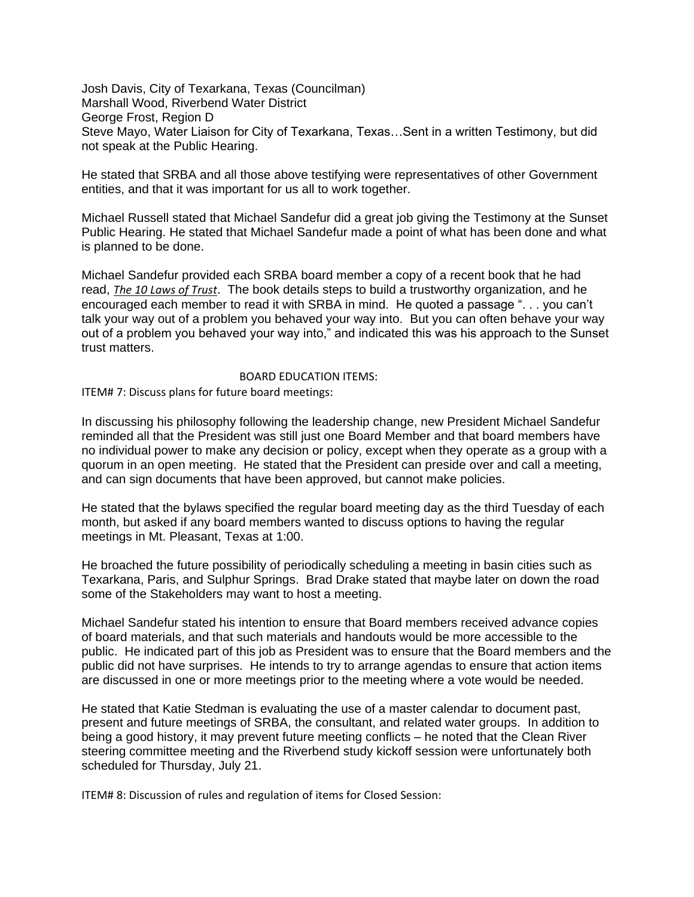Josh Davis, City of Texarkana, Texas (Councilman)
Marshall Wood, Riverbend Water District
George Frost, Region D
Steve Mayo, Water Liaison for City of Texarkana, Texas…Sent in a written Testimony, but did not speak at the Public Hearing.

He stated that SRBA and all those above testifying were representatives of other Government entities, and that it was important for us all to work together.

Michael Russell stated that Michael Sandefur did a great job giving the Testimony at the Sunset Public Hearing. He stated that Michael Sandefur made a point of what has been done and what is planned to be done.

Michael Sandefur provided each SRBA board member a copy of a recent book that he had read, ***The 10 Laws of Trust***. The book details steps to build a trustworthy organization, and he encouraged each member to read it with SRBA in mind. He quoted a passage ". . . you can't talk your way out of a problem you behaved your way into. But you can often behave your way out of a problem you behaved your way into," and indicated this was his approach to the Sunset trust matters.

BOARD EDUCATION ITEMS:

ITEM# 7: Discuss plans for future board meetings:

In discussing his philosophy following the leadership change, new President Michael Sandefur reminded all that the President was still just one Board Member and that board members have no individual power to make any decision or policy, except when they operate as a group with a quorum in an open meeting. He stated that the President can preside over and call a meeting, and can sign documents that have been approved, but cannot make policies.

He stated that the bylaws specified the regular board meeting day as the third Tuesday of each month, but asked if any board members wanted to discuss options to having the regular meetings in Mt. Pleasant, Texas at 1:00.

He broached the future possibility of periodically scheduling a meeting in basin cities such as Texarkana, Paris, and Sulphur Springs. Brad Drake stated that maybe later on down the road some of the Stakeholders may want to host a meeting.

Michael Sandefur stated his intention to ensure that Board members received advance copies of board materials, and that such materials and handouts would be more accessible to the public. He indicated part of this job as President was to ensure that the Board members and the public did not have surprises. He intends to try to arrange agendas to ensure that action items are discussed in one or more meetings prior to the meeting where a vote would be needed.

He stated that Katie Stedman is evaluating the use of a master calendar to document past, present and future meetings of SRBA, the consultant, and related water groups. In addition to being a good history, it may prevent future meeting conflicts – he noted that the Clean River steering committee meeting and the Riverbend study kickoff session were unfortunately both scheduled for Thursday, July 21.

ITEM# 8: Discussion of rules and regulation of items for Closed Session: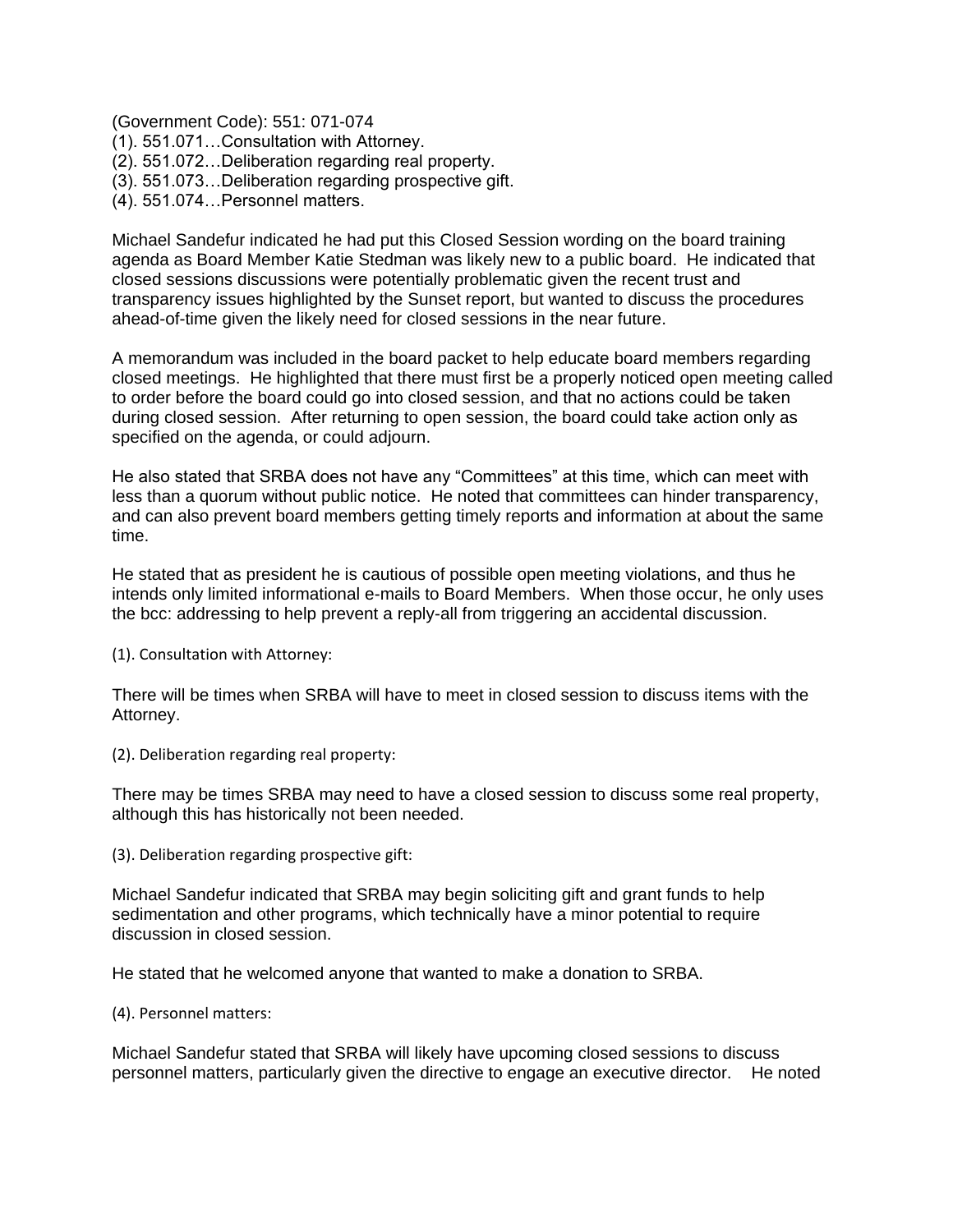(Government Code): 551: 071-074
(1). 551.071…Consultation with Attorney.
(2). 551.072…Deliberation regarding real property.
(3). 551.073…Deliberation regarding prospective gift.
(4). 551.074…Personnel matters.

Michael Sandefur indicated he had put this Closed Session wording on the board training agenda as Board Member Katie Stedman was likely new to a public board. He indicated that closed sessions discussions were potentially problematic given the recent trust and transparency issues highlighted by the Sunset report, but wanted to discuss the procedures ahead-of-time given the likely need for closed sessions in the near future.

A memorandum was included in the board packet to help educate board members regarding closed meetings. He highlighted that there must first be a properly noticed open meeting called to order before the board could go into closed session, and that no actions could be taken during closed session. After returning to open session, the board could take action only as specified on the agenda, or could adjourn.

He also stated that SRBA does not have any "Committees" at this time, which can meet with less than a quorum without public notice. He noted that committees can hinder transparency, and can also prevent board members getting timely reports and information at about the same time.

He stated that as president he is cautious of possible open meeting violations, and thus he intends only limited informational e-mails to Board Members. When those occur, he only uses the bcc: addressing to help prevent a reply-all from triggering an accidental discussion.

(1). Consultation with Attorney:

There will be times when SRBA will have to meet in closed session to discuss items with the Attorney.

(2). Deliberation regarding real property:

There may be times SRBA may need to have a closed session to discuss some real property, although this has historically not been needed.

(3). Deliberation regarding prospective gift:

Michael Sandefur indicated that SRBA may begin soliciting gift and grant funds to help sedimentation and other programs, which technically have a minor potential to require discussion in closed session.

He stated that he welcomed anyone that wanted to make a donation to SRBA.

(4). Personnel matters:

Michael Sandefur stated that SRBA will likely have upcoming closed sessions to discuss personnel matters, particularly given the directive to engage an executive director. He noted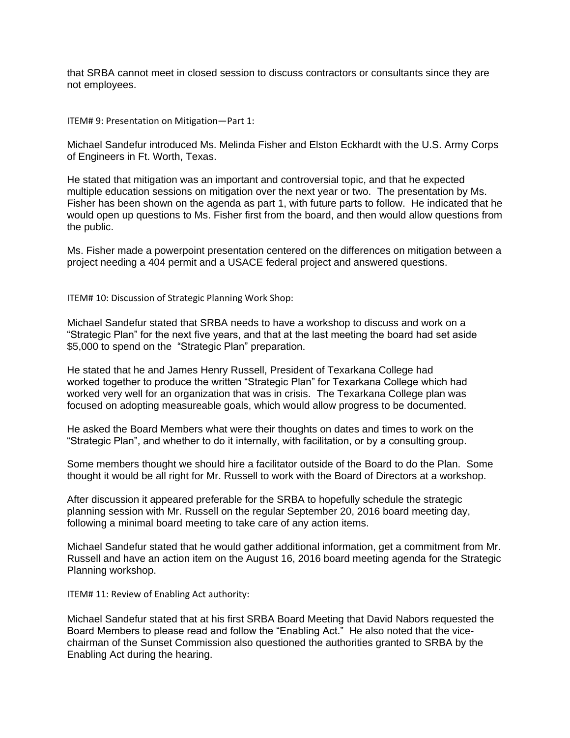that SRBA cannot meet in closed session to discuss contractors or consultants since they are not employees.

ITEM# 9: Presentation on Mitigation—Part 1:

Michael Sandefur introduced Ms. Melinda Fisher and Elston Eckhardt with the U.S. Army Corps of Engineers in Ft. Worth, Texas.

He stated that mitigation was an important and controversial topic, and that he expected multiple education sessions on mitigation over the next year or two. The presentation by Ms. Fisher has been shown on the agenda as part 1, with future parts to follow. He indicated that he would open up questions to Ms. Fisher first from the board, and then would allow questions from the public.

Ms. Fisher made a powerpoint presentation centered on the differences on mitigation between a project needing a 404 permit and a USACE federal project and answered questions.

ITEM# 10: Discussion of Strategic Planning Work Shop:

Michael Sandefur stated that SRBA needs to have a workshop to discuss and work on a "Strategic Plan" for the next five years, and that at the last meeting the board had set aside $5,000 to spend on the "Strategic Plan" preparation.

He stated that he and James Henry Russell, President of Texarkana College had worked together to produce the written "Strategic Plan" for Texarkana College which had worked very well for an organization that was in crisis. The Texarkana College plan was focused on adopting measureable goals, which would allow progress to be documented.

He asked the Board Members what were their thoughts on dates and times to work on the "Strategic Plan", and whether to do it internally, with facilitation, or by a consulting group.

Some members thought we should hire a facilitator outside of the Board to do the Plan. Some thought it would be all right for Mr. Russell to work with the Board of Directors at a workshop.

After discussion it appeared preferable for the SRBA to hopefully schedule the strategic planning session with Mr. Russell on the regular September 20, 2016 board meeting day, following a minimal board meeting to take care of any action items.

Michael Sandefur stated that he would gather additional information, get a commitment from Mr. Russell and have an action item on the August 16, 2016 board meeting agenda for the Strategic Planning workshop.

ITEM# 11: Review of Enabling Act authority:

Michael Sandefur stated that at his first SRBA Board Meeting that David Nabors requested the Board Members to please read and follow the "Enabling Act." He also noted that the vice-chairman of the Sunset Commission also questioned the authorities granted to SRBA by the Enabling Act during the hearing.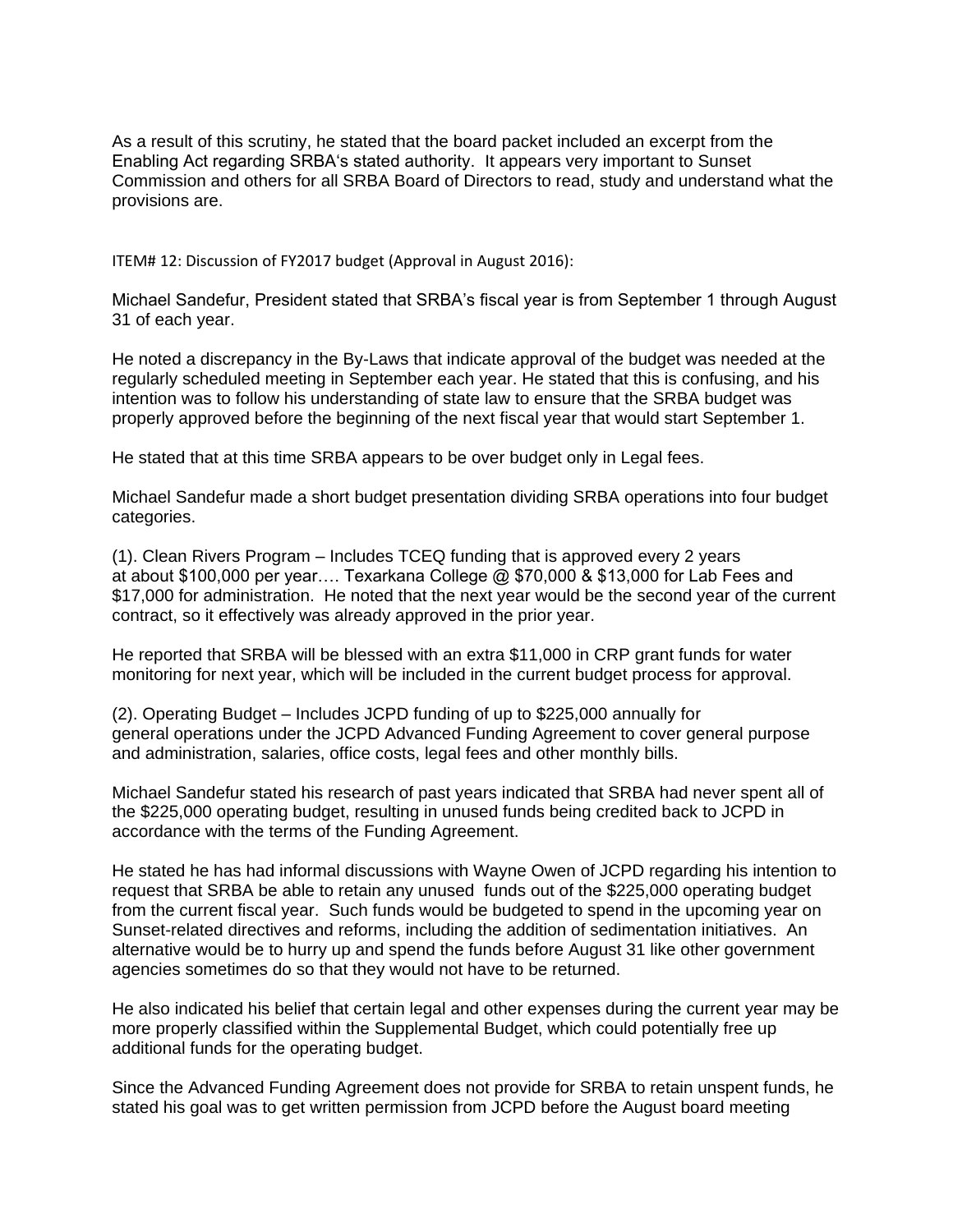As a result of this scrutiny, he stated that the board packet included an excerpt from the Enabling Act regarding SRBA's stated authority. It appears very important to Sunset Commission and others for all SRBA Board of Directors to read, study and understand what the provisions are.

ITEM# 12: Discussion of FY2017 budget (Approval in August 2016):

Michael Sandefur, President stated that SRBA's fiscal year is from September 1 through August 31 of each year.

He noted a discrepancy in the By-Laws that indicate approval of the budget was needed at the regularly scheduled meeting in September each year. He stated that this is confusing, and his intention was to follow his understanding of state law to ensure that the SRBA budget was properly approved before the beginning of the next fiscal year that would start September 1.

He stated that at this time SRBA appears to be over budget only in Legal fees.

Michael Sandefur made a short budget presentation dividing SRBA operations into four budget categories.

(1). Clean Rivers Program – Includes TCEQ funding that is approved every 2 years at about $100,000 per year…. Texarkana College @ $70,000 & $13,000 for Lab Fees and $17,000 for administration. He noted that the next year would be the second year of the current contract, so it effectively was already approved in the prior year.

He reported that SRBA will be blessed with an extra $11,000 in CRP grant funds for water monitoring for next year, which will be included in the current budget process for approval.

(2). Operating Budget – Includes JCPD funding of up to $225,000 annually for general operations under the JCPD Advanced Funding Agreement to cover general purpose and administration, salaries, office costs, legal fees and other monthly bills.

Michael Sandefur stated his research of past years indicated that SRBA had never spent all of the $225,000 operating budget, resulting in unused funds being credited back to JCPD in accordance with the terms of the Funding Agreement.

He stated he has had informal discussions with Wayne Owen of JCPD regarding his intention to request that SRBA be able to retain any unused funds out of the $225,000 operating budget from the current fiscal year. Such funds would be budgeted to spend in the upcoming year on Sunset-related directives and reforms, including the addition of sedimentation initiatives. An alternative would be to hurry up and spend the funds before August 31 like other government agencies sometimes do so that they would not have to be returned.

He also indicated his belief that certain legal and other expenses during the current year may be more properly classified within the Supplemental Budget, which could potentially free up additional funds for the operating budget.

Since the Advanced Funding Agreement does not provide for SRBA to retain unspent funds, he stated his goal was to get written permission from JCPD before the August board meeting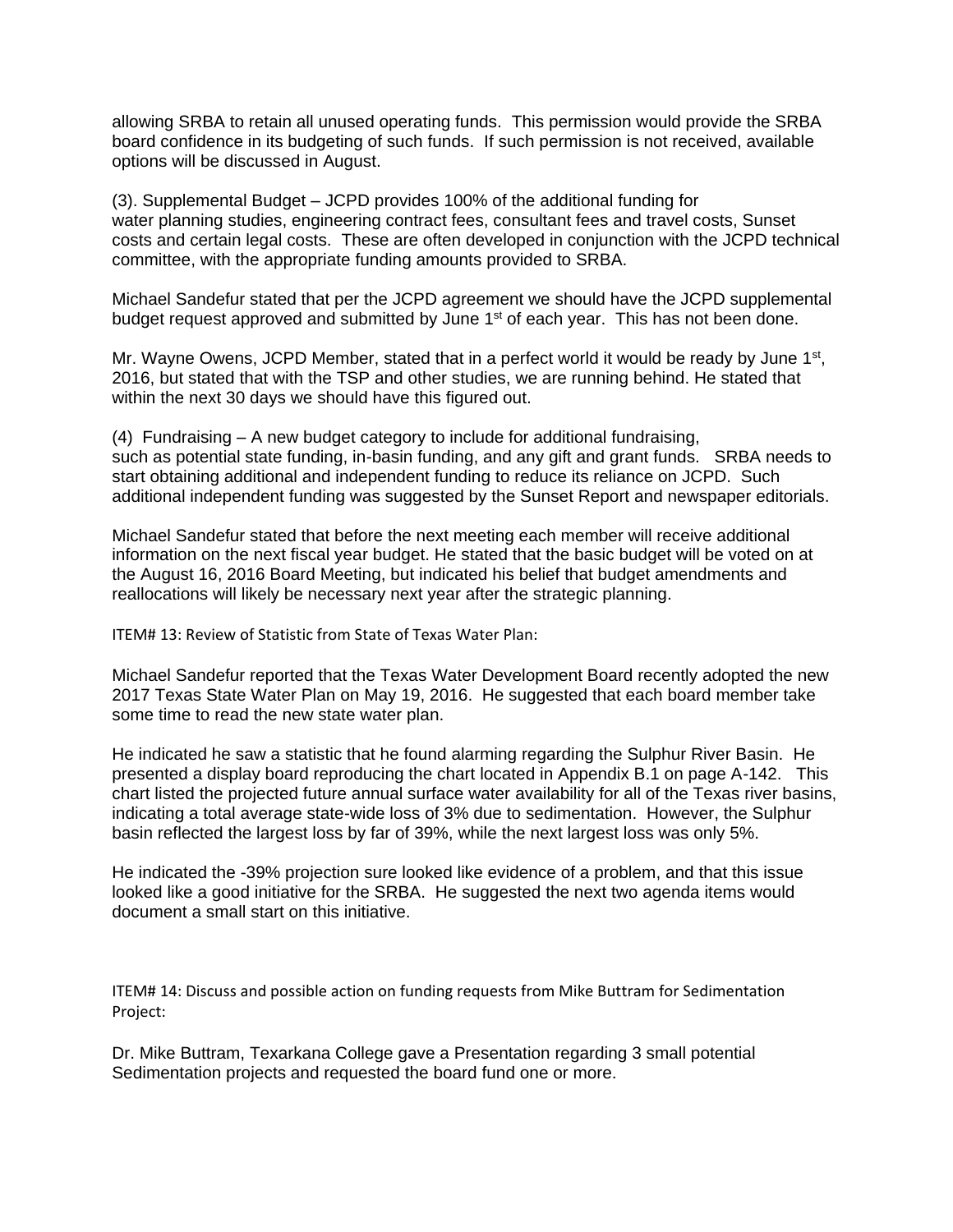allowing SRBA to retain all unused operating funds. This permission would provide the SRBA board confidence in its budgeting of such funds. If such permission is not received, available options will be discussed in August.

(3). Supplemental Budget – JCPD provides 100% of the additional funding for water planning studies, engineering contract fees, consultant fees and travel costs, Sunset costs and certain legal costs. These are often developed in conjunction with the JCPD technical committee, with the appropriate funding amounts provided to SRBA.

Michael Sandefur stated that per the JCPD agreement we should have the JCPD supplemental budget request approved and submitted by June 1st of each year. This has not been done.

Mr. Wayne Owens, JCPD Member, stated that in a perfect world it would be ready by June 1st, 2016, but stated that with the TSP and other studies, we are running behind. He stated that within the next 30 days we should have this figured out.

(4) Fundraising – A new budget category to include for additional fundraising, such as potential state funding, in-basin funding, and any gift and grant funds. SRBA needs to start obtaining additional and independent funding to reduce its reliance on JCPD. Such additional independent funding was suggested by the Sunset Report and newspaper editorials.

Michael Sandefur stated that before the next meeting each member will receive additional information on the next fiscal year budget. He stated that the basic budget will be voted on at the August 16, 2016 Board Meeting, but indicated his belief that budget amendments and reallocations will likely be necessary next year after the strategic planning.

ITEM# 13: Review of Statistic from State of Texas Water Plan:

Michael Sandefur reported that the Texas Water Development Board recently adopted the new 2017 Texas State Water Plan on May 19, 2016. He suggested that each board member take some time to read the new state water plan.

He indicated he saw a statistic that he found alarming regarding the Sulphur River Basin. He presented a display board reproducing the chart located in Appendix B.1 on page A-142. This chart listed the projected future annual surface water availability for all of the Texas river basins, indicating a total average state-wide loss of 3% due to sedimentation. However, the Sulphur basin reflected the largest loss by far of 39%, while the next largest loss was only 5%.

He indicated the -39% projection sure looked like evidence of a problem, and that this issue looked like a good initiative for the SRBA. He suggested the next two agenda items would document a small start on this initiative.

ITEM# 14: Discuss and possible action on funding requests from Mike Buttram for Sedimentation Project:

Dr. Mike Buttram, Texarkana College gave a Presentation regarding 3 small potential Sedimentation projects and requested the board fund one or more.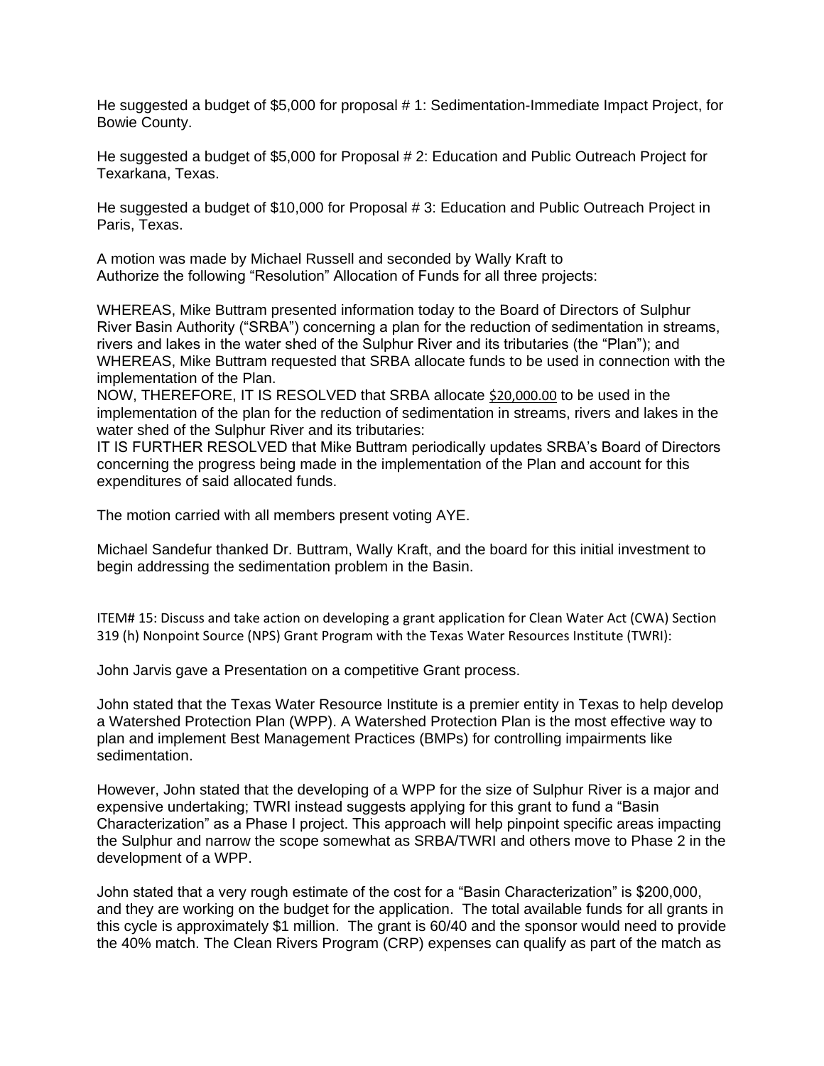He suggested a budget of $5,000 for proposal # 1: Sedimentation-Immediate Impact Project, for Bowie County.

He suggested a budget of $5,000 for Proposal # 2: Education and Public Outreach Project for Texarkana, Texas.

He suggested a budget of $10,000 for Proposal # 3: Education and Public Outreach Project in Paris, Texas.

A motion was made by Michael Russell and seconded by Wally Kraft to Authorize the following "Resolution" Allocation of Funds for all three projects:

WHEREAS, Mike Buttram presented information today to the Board of Directors of Sulphur River Basin Authority ("SRBA") concerning a plan for the reduction of sedimentation in streams, rivers and lakes in the water shed of the Sulphur River and its tributaries (the "Plan"); and WHEREAS, Mike Buttram requested that SRBA allocate funds to be used in connection with the implementation of the Plan.
NOW, THEREFORE, IT IS RESOLVED that SRBA allocate <u>$20,000.00</u> to be used in the implementation of the plan for the reduction of sedimentation in streams, rivers and lakes in the water shed of the Sulphur River and its tributaries:
IT IS FURTHER RESOLVED that Mike Buttram periodically updates SRBA's Board of Directors concerning the progress being made in the implementation of the Plan and account for this expenditures of said allocated funds.

The motion carried with all members present voting AYE.

Michael Sandefur thanked Dr. Buttram, Wally Kraft, and the board for this initial investment to begin addressing the sedimentation problem in the Basin.

ITEM# 15: Discuss and take action on developing a grant application for Clean Water Act (CWA) Section 319 (h) Nonpoint Source (NPS) Grant Program with the Texas Water Resources Institute (TWRI):

John Jarvis gave a Presentation on a competitive Grant process.

John stated that the Texas Water Resource Institute is a premier entity in Texas to help develop a Watershed Protection Plan (WPP). A Watershed Protection Plan is the most effective way to plan and implement Best Management Practices (BMPs) for controlling impairments like sedimentation.

However, John stated that the developing of a WPP for the size of Sulphur River is a major and expensive undertaking; TWRI instead suggests applying for this grant to fund a "Basin Characterization" as a Phase I project. This approach will help pinpoint specific areas impacting the Sulphur and narrow the scope somewhat as SRBA/TWRI and others move to Phase 2 in the development of a WPP.

John stated that a very rough estimate of the cost for a "Basin Characterization" is $200,000, and they are working on the budget for the application. The total available funds for all grants in this cycle is approximately $1 million. The grant is 60/40 and the sponsor would need to provide the 40% match. The Clean Rivers Program (CRP) expenses can qualify as part of the match as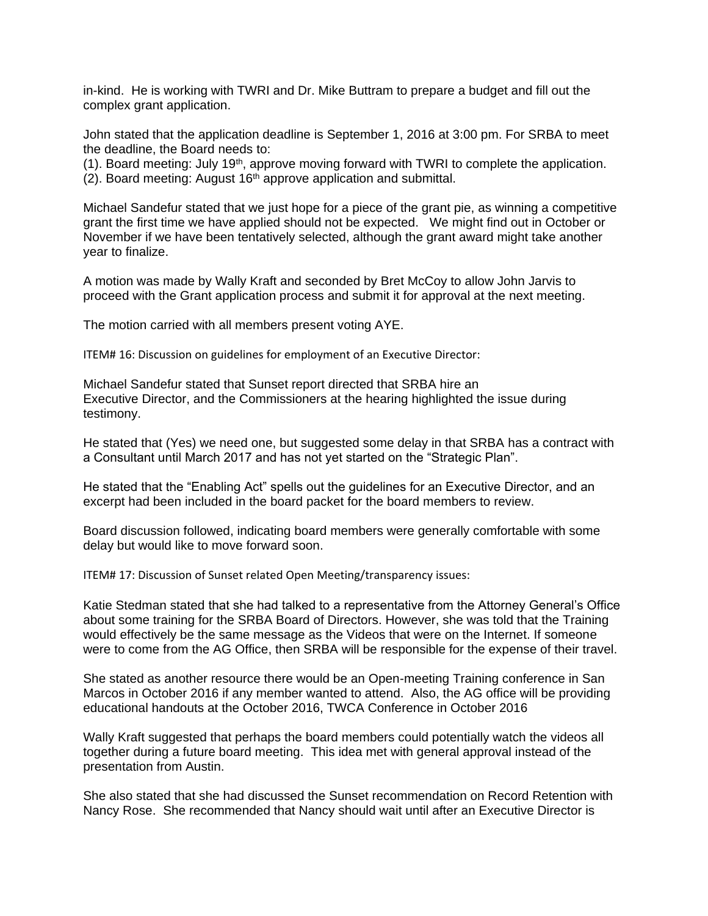in-kind. He is working with TWRI and Dr. Mike Buttram to prepare a budget and fill out the complex grant application.

John stated that the application deadline is September 1, 2016 at 3:00 pm. For SRBA to meet the deadline, the Board needs to:
(1). Board meeting: July 19th, approve moving forward with TWRI to complete the application.
(2). Board meeting: August 16th approve application and submittal.

Michael Sandefur stated that we just hope for a piece of the grant pie, as winning a competitive grant the first time we have applied should not be expected. We might find out in October or November if we have been tentatively selected, although the grant award might take another year to finalize.

A motion was made by Wally Kraft and seconded by Bret McCoy to allow John Jarvis to proceed with the Grant application process and submit it for approval at the next meeting.

The motion carried with all members present voting AYE.

ITEM# 16: Discussion on guidelines for employment of an Executive Director:

Michael Sandefur stated that Sunset report directed that SRBA hire an Executive Director, and the Commissioners at the hearing highlighted the issue during testimony.

He stated that (Yes) we need one, but suggested some delay in that SRBA has a contract with a Consultant until March 2017 and has not yet started on the "Strategic Plan".

He stated that the "Enabling Act" spells out the guidelines for an Executive Director, and an excerpt had been included in the board packet for the board members to review.

Board discussion followed, indicating board members were generally comfortable with some delay but would like to move forward soon.

ITEM# 17: Discussion of Sunset related Open Meeting/transparency issues:

Katie Stedman stated that she had talked to a representative from the Attorney General's Office about some training for the SRBA Board of Directors. However, she was told that the Training would effectively be the same message as the Videos that were on the Internet. If someone were to come from the AG Office, then SRBA will be responsible for the expense of their travel.

She stated as another resource there would be an Open-meeting Training conference in San Marcos in October 2016 if any member wanted to attend. Also, the AG office will be providing educational handouts at the October 2016, TWCA Conference in October 2016

Wally Kraft suggested that perhaps the board members could potentially watch the videos all together during a future board meeting. This idea met with general approval instead of the presentation from Austin.

She also stated that she had discussed the Sunset recommendation on Record Retention with Nancy Rose. She recommended that Nancy should wait until after an Executive Director is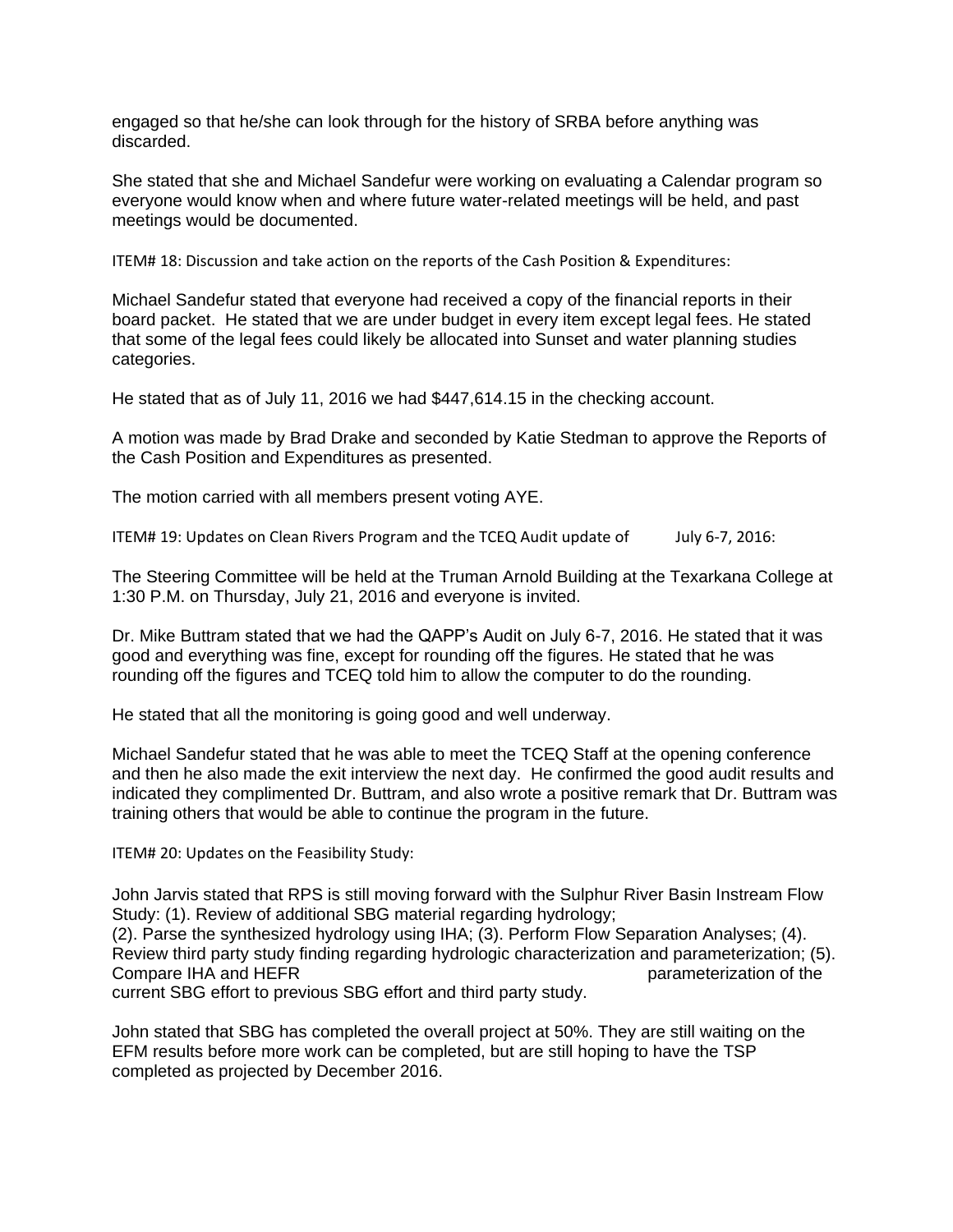engaged so that he/she can look through for the history of SRBA before anything was discarded.

She stated that she and Michael Sandefur were working on evaluating a Calendar program so everyone would know when and where future water-related meetings will be held, and past meetings would be documented.

ITEM# 18: Discussion and take action on the reports of the Cash Position & Expenditures:

Michael Sandefur stated that everyone had received a copy of the financial reports in their board packet. He stated that we are under budget in every item except legal fees. He stated that some of the legal fees could likely be allocated into Sunset and water planning studies categories.

He stated that as of July 11, 2016 we had $447,614.15 in the checking account.

A motion was made by Brad Drake and seconded by Katie Stedman to approve the Reports of the Cash Position and Expenditures as presented.

The motion carried with all members present voting AYE.

ITEM# 19: Updates on Clean Rivers Program and the TCEQ Audit update of July 6-7, 2016:

The Steering Committee will be held at the Truman Arnold Building at the Texarkana College at 1:30 P.M. on Thursday, July 21, 2016 and everyone is invited.

Dr. Mike Buttram stated that we had the QAPP's Audit on July 6-7, 2016. He stated that it was good and everything was fine, except for rounding off the figures. He stated that he was rounding off the figures and TCEQ told him to allow the computer to do the rounding.

He stated that all the monitoring is going good and well underway.

Michael Sandefur stated that he was able to meet the TCEQ Staff at the opening conference and then he also made the exit interview the next day. He confirmed the good audit results and indicated they complimented Dr. Buttram, and also wrote a positive remark that Dr. Buttram was training others that would be able to continue the program in the future.

ITEM# 20: Updates on the Feasibility Study:

John Jarvis stated that RPS is still moving forward with the Sulphur River Basin Instream Flow Study: (1). Review of additional SBG material regarding hydrology;
(2). Parse the synthesized hydrology using IHA; (3). Perform Flow Separation Analyses; (4). Review third party study finding regarding hydrologic characterization and parameterization; (5). Compare IHA and HEFR parameterization of the current SBG effort to previous SBG effort and third party study.

John stated that SBG has completed the overall project at 50%. They are still waiting on the EFM results before more work can be completed, but are still hoping to have the TSP completed as projected by December 2016.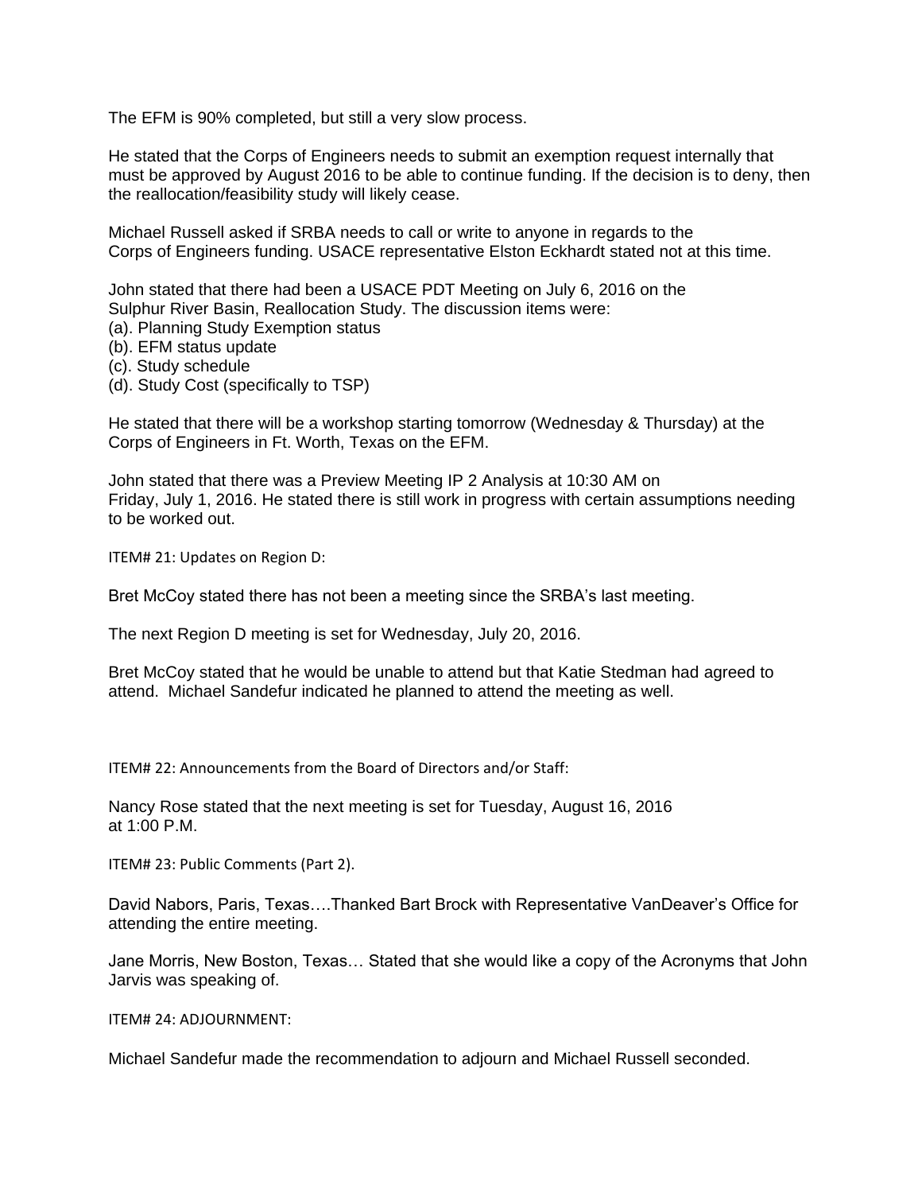The EFM is 90% completed, but still a very slow process.

He stated that the Corps of Engineers needs to submit an exemption request internally that must be approved by August 2016 to be able to continue funding. If the decision is to deny, then the reallocation/feasibility study will likely cease.

Michael Russell asked if SRBA needs to call or write to anyone in regards to the Corps of Engineers funding. USACE representative Elston Eckhardt stated not at this time.

John stated that there had been a USACE PDT Meeting on July 6, 2016 on the Sulphur River Basin, Reallocation Study. The discussion items were:
(a). Planning Study Exemption status
(b). EFM status update
(c). Study schedule
(d). Study Cost (specifically to TSP)

He stated that there will be a workshop starting tomorrow (Wednesday & Thursday) at the Corps of Engineers in Ft. Worth, Texas on the EFM.

John stated that there was a Preview Meeting IP 2 Analysis at 10:30 AM on Friday, July 1, 2016. He stated there is still work in progress with certain assumptions needing to be worked out.

ITEM# 21: Updates on Region D:

Bret McCoy stated there has not been a meeting since the SRBA's last meeting.

The next Region D meeting is set for Wednesday, July 20, 2016.

Bret McCoy stated that he would be unable to attend but that Katie Stedman had agreed to attend. Michael Sandefur indicated he planned to attend the meeting as well.

ITEM# 22: Announcements from the Board of Directors and/or Staff:

Nancy Rose stated that the next meeting is set for Tuesday, August 16, 2016 at 1:00 P.M.

ITEM# 23: Public Comments (Part 2).

David Nabors, Paris, Texas….Thanked Bart Brock with Representative VanDeaver's Office for attending the entire meeting.

Jane Morris, New Boston, Texas… Stated that she would like a copy of the Acronyms that John Jarvis was speaking of.

ITEM# 24: ADJOURNMENT:

Michael Sandefur made the recommendation to adjourn and Michael Russell seconded.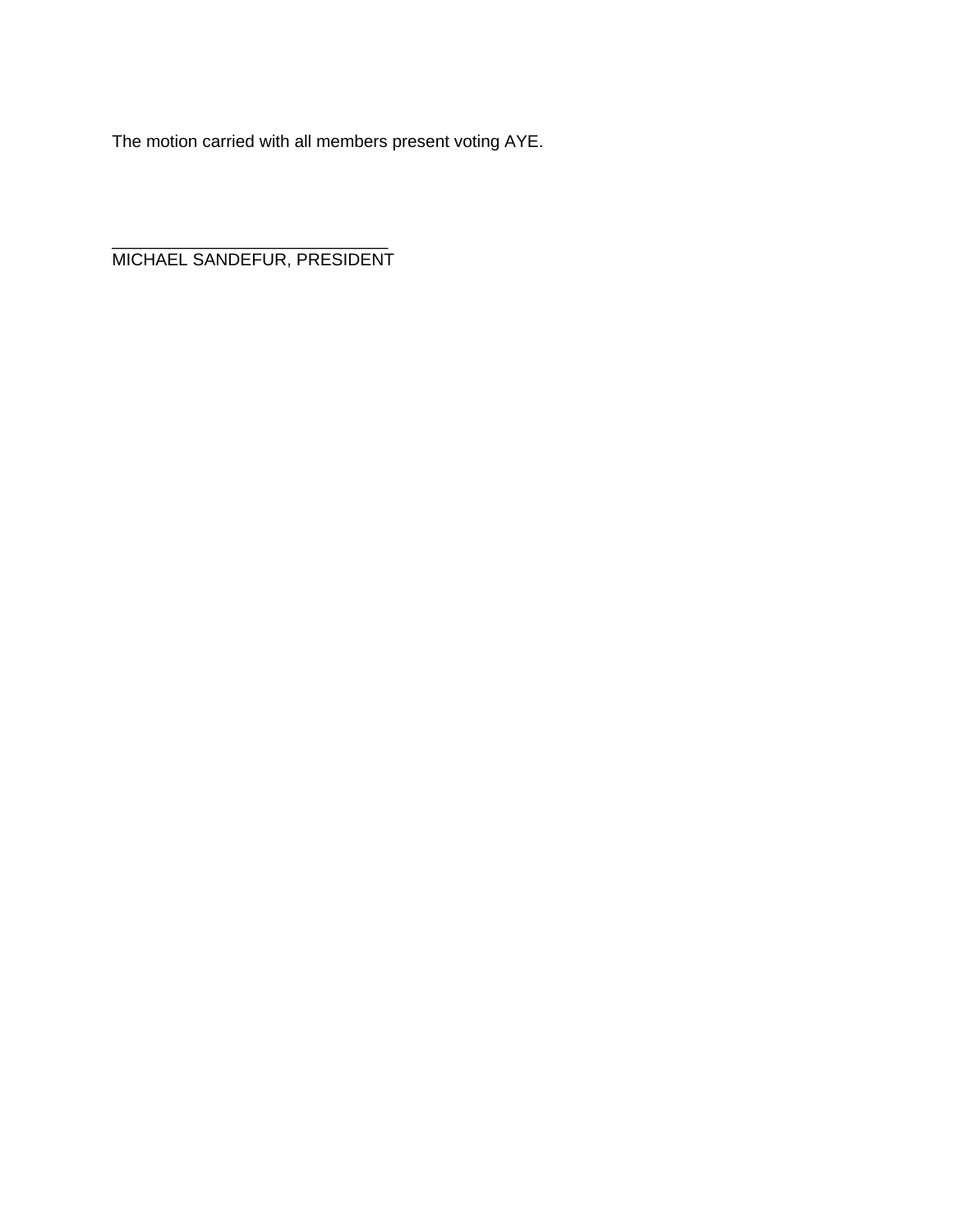The motion carried with all members present voting AYE.

_____________________________
MICHAEL SANDEFUR, PRESIDENT